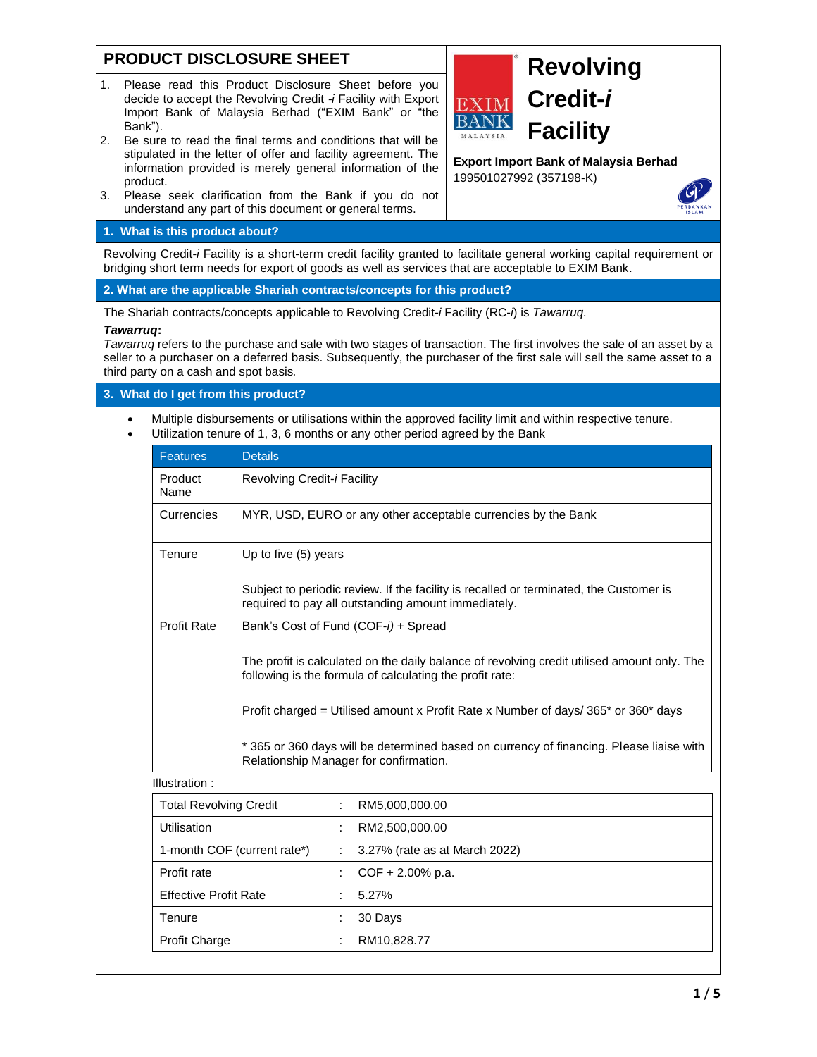# PRODUCT DISCLOSURE SHEET

1. Please read this Product Disclosure Sheet before you decide to accept the Revolving Credit *-i* Facility with Export Import Bank of Malaysia Berhad ("EXIM Bank" or "the Bank").
2. Be sure to read the final terms and conditions that will be stipulated in the letter of offer and facility agreement. The information provided is merely general information of the product.
3. Please seek clarification from the Bank if you do not understand any part of this document or general terms.

# Revolving Credit-*i* Facility

**Export Import Bank of Malaysia Berhad**
199501027992 (357198-K)

## 1. What is this product about?

Revolving Credit-*i* Facility is a short-term credit facility granted to facilitate general working capital requirement or bridging short term needs for export of goods as well as services that are acceptable to EXIM Bank.

## 2. What are the applicable Shariah contracts/concepts for this product?

The Shariah contracts/concepts applicable to Revolving Credit-*i* Facility (RC-*i*) is *Tawarruq.*

***Tawarruq*:**
*Tawarruq* refers to the purchase and sale with two stages of transaction. The first involves the sale of an asset by a seller to a purchaser on a deferred basis. Subsequently, the purchaser of the first sale will sell the same asset to a third party on a cash and spot basis.

## 3. What do I get from this product?

- Multiple disbursements or utilisations within the approved facility limit and within respective tenure.
- Utilization tenure of 1, 3, 6 months or any other period agreed by the Bank

| Features | Details |
|---|---|
| Product Name | Revolving Credit-*i* Facility |
| Currencies | MYR, USD, EURO or any other acceptable currencies by the Bank |
| Tenure | Up to five (5) years<br><br>Subject to periodic review. If the facility is recalled or terminated, the Customer is required to pay all outstanding amount immediately. |
| Profit Rate | Bank's Cost of Fund (COF-*i)* + Spread<br><br>The profit is calculated on the daily balance of revolving credit utilised amount only. The following is the formula of calculating the profit rate:<br><br>Profit charged = Utilised amount x Profit Rate x Number of days/ 365* or 360* days<br><br>* 365 or 360 days will be determined based on currency of financing. Please liaise with Relationship Manager for confirmation. |

Illustration :

| | | |
|---|---|---|
| Total Revolving Credit | : | RM5,000,000.00 |
| Utilisation | : | RM2,500,000.00 |
| 1-month COF (current rate*) | : | 3.27% (rate as at March 2022) |
| Profit rate | : | COF + 2.00% p.a. |
| Effective Profit Rate | : | 5.27% |
| Tenure | : | 30 Days |
| Profit Charge | : | RM10,828.77 |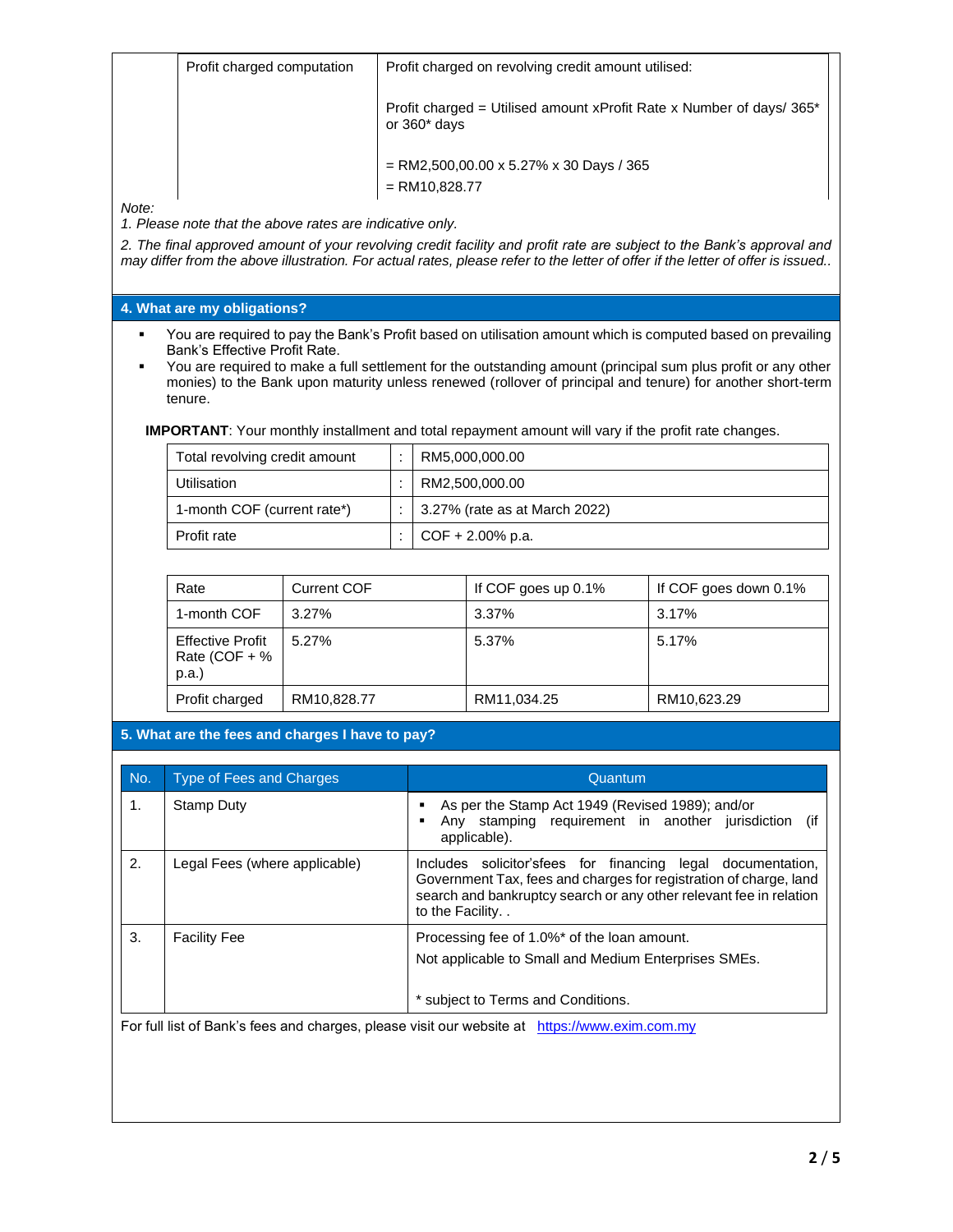| | Profit charged computation | Profit charged on revolving credit amount utilised:<br><br>Profit charged = Utilised amount xProfit Rate x Number of days/ 365* or 360* days<br><br>= RM2,500,00.00 x 5.27% x 30 Days / 365<br>= RM10,828.77 |
|---|---|---|

*Note:*

*1. Please note that the above rates are indicative only.*

*2. The final approved amount of your revolving credit facility and profit rate are subject to the Bank's approval and may differ from the above illustration. For actual rates, please refer to the letter of offer if the letter of offer is issued..*

## 4. What are my obligations?

- You are required to pay the Bank's Profit based on utilisation amount which is computed based on prevailing Bank's Effective Profit Rate.
- You are required to make a full settlement for the outstanding amount (principal sum plus profit or any other monies) to the Bank upon maturity unless renewed (rollover of principal and tenure) for another short-term tenure.

**IMPORTANT**: Your monthly installment and total repayment amount will vary if the profit rate changes.

| | | |
|---|---|---|
| Total revolving credit amount | : | RM5,000,000.00 |
| Utilisation | : | RM2,500,000.00 |
| 1-month COF (current rate*) | : | 3.27% (rate as at March 2022) |
| Profit rate | : | COF + 2.00% p.a. |

| Rate | Current COF | If COF goes up 0.1% | If COF goes down 0.1% |
|---|---|---|---|
| 1-month COF | 3.27% | 3.37% | 3.17% |
| Effective Profit Rate (COF + % p.a.) | 5.27% | 5.37% | 5.17% |
| Profit charged | RM10,828.77 | RM11,034.25 | RM10,623.29 |

## 5. What are the fees and charges I have to pay?

| No. | Type of Fees and Charges | Quantum |
|---|---|---|
| 1. | Stamp Duty | ▪ As per the Stamp Act 1949 (Revised 1989); and/or<br>▪ Any stamping requirement in another jurisdiction (if applicable). |
| 2. | Legal Fees (where applicable) | Includes solicitor'sfees for financing legal documentation, Government Tax, fees and charges for registration of charge, land search and bankruptcy search or any other relevant fee in relation to the Facility. . |
| 3. | Facility Fee | Processing fee of 1.0%* of the loan amount.<br>Not applicable to Small and Medium Enterprises SMEs.<br><br>* subject to Terms and Conditions. |

For full list of Bank's fees and charges, please visit our website at [https://www.exim.com.my](https://www.exim.com.my)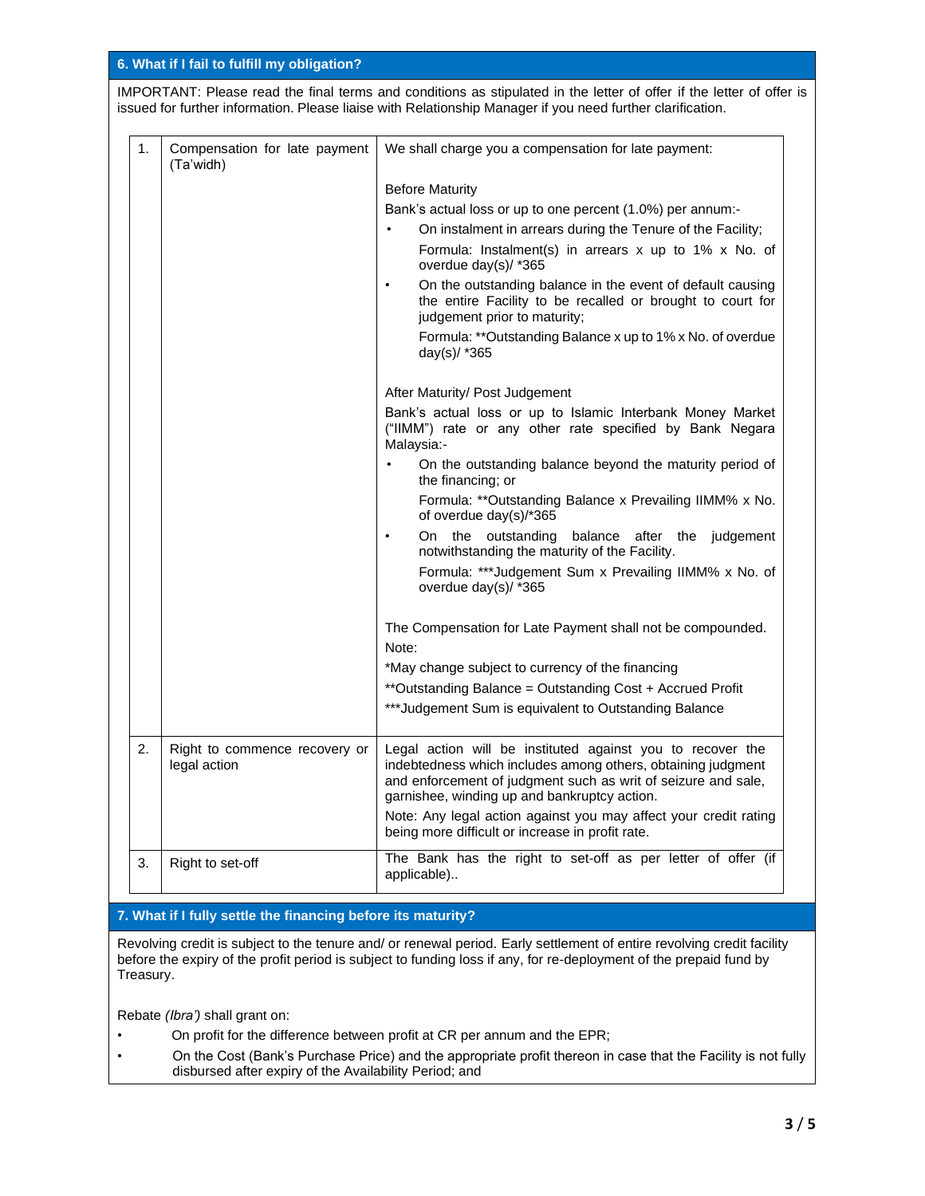## 6. What if I fail to fulfill my obligation?

IMPORTANT: Please read the final terms and conditions as stipulated in the letter of offer if the letter of offer is issued for further information. Please liaise with Relationship Manager if you need further clarification.

| | | |
|---|---|---|
| 1. | Compensation for late payment (Ta'widh) | We shall charge you a compensation for late payment:<br><br>Before Maturity<br>Bank's actual loss or up to one percent (1.0%) per annum:-<br>• On instalment in arrears during the Tenure of the Facility;<br>Formula: Instalment(s) in arrears x up to 1% x No. of overdue day(s)/ *365<br>• On the outstanding balance in the event of default causing the entire Facility to be recalled or brought to court for judgement prior to maturity;<br>Formula: **Outstanding Balance x up to 1% x No. of overdue day(s)/ *365<br><br>After Maturity/ Post Judgement<br>Bank's actual loss or up to Islamic Interbank Money Market ("IIMM") rate or any other rate specified by Bank Negara Malaysia:-<br>• On the outstanding balance beyond the maturity period of the financing; or<br>Formula: **Outstanding Balance x Prevailing IIMM% x No. of overdue day(s)/*365<br>• On the outstanding balance after the judgement notwithstanding the maturity of the Facility.<br>Formula: ***Judgement Sum x Prevailing IIMM% x No. of overdue day(s)/ *365<br><br>The Compensation for Late Payment shall not be compounded.<br>Note:<br>*May change subject to currency of the financing<br>**Outstanding Balance = Outstanding Cost + Accrued Profit<br>***Judgement Sum is equivalent to Outstanding Balance |
| 2. | Right to commence recovery or legal action | Legal action will be instituted against you to recover the indebtedness which includes among others, obtaining judgment and enforcement of judgment such as writ of seizure and sale, garnishee, winding up and bankruptcy action.<br>Note: Any legal action against you may affect your credit rating being more difficult or increase in profit rate. |
| 3. | Right to set-off | The Bank has the right to set-off as per letter of offer (if applicable).. |

## 7. What if I fully settle the financing before its maturity?

Revolving credit is subject to the tenure and/ or renewal period. Early settlement of entire revolving credit facility before the expiry of the profit period is subject to funding loss if any, for re-deployment of the prepaid fund by Treasury.

Rebate *(Ibra')* shall grant on:

- On profit for the difference between profit at CR per annum and the EPR;
- On the Cost (Bank's Purchase Price) and the appropriate profit thereon in case that the Facility is not fully disbursed after expiry of the Availability Period; and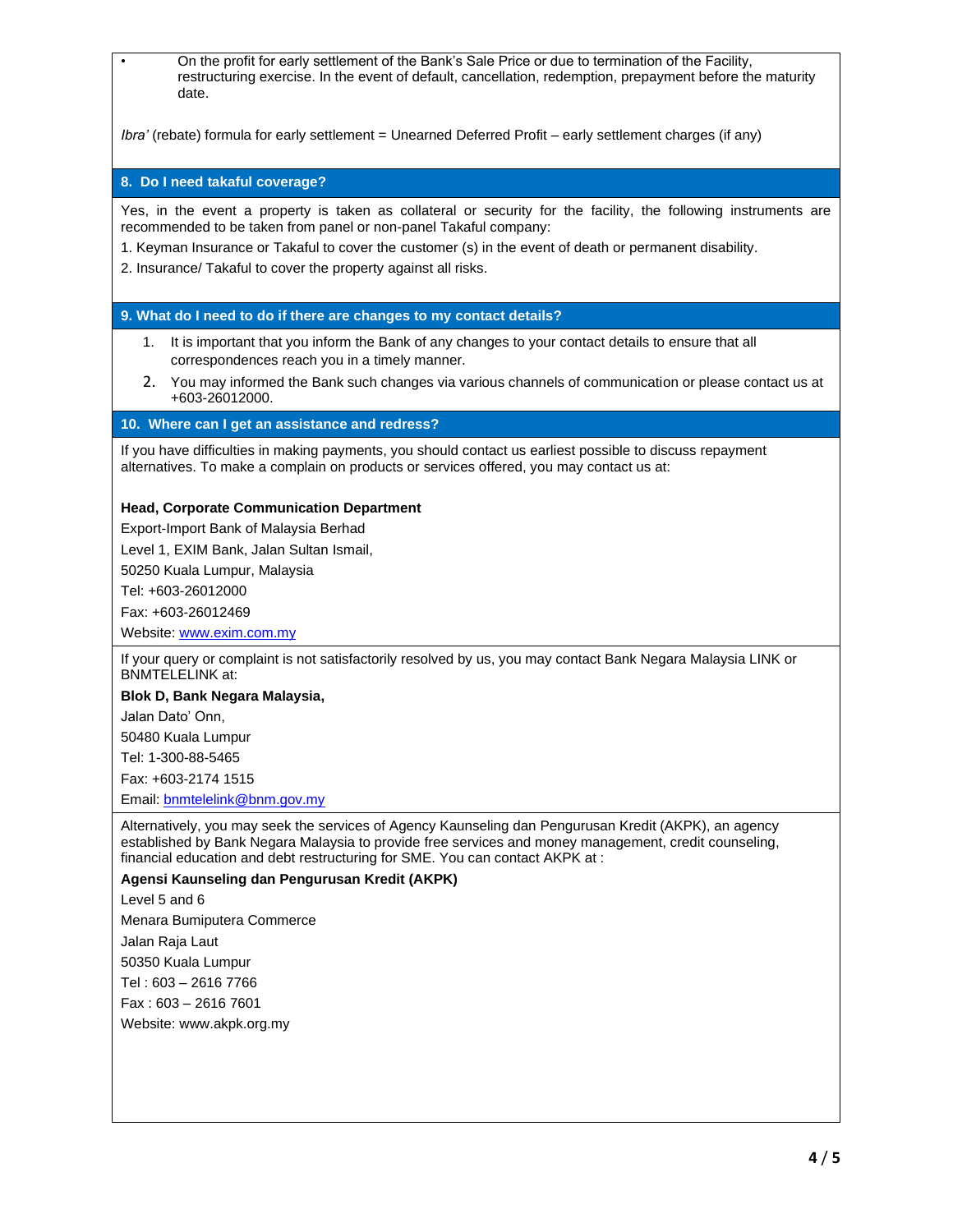- On the profit for early settlement of the Bank's Sale Price or due to termination of the Facility, restructuring exercise. In the event of default, cancellation, redemption, prepayment before the maturity date.

*Ibra'* (rebate) formula for early settlement = Unearned Deferred Profit – early settlement charges (if any)

## 8. Do I need takaful coverage?

Yes, in the event a property is taken as collateral or security for the facility, the following instruments are recommended to be taken from panel or non-panel Takaful company:

1. Keyman Insurance or Takaful to cover the customer (s) in the event of death or permanent disability.
2. Insurance/ Takaful to cover the property against all risks.

## 9. What do I need to do if there are changes to my contact details?

1. It is important that you inform the Bank of any changes to your contact details to ensure that all correspondences reach you in a timely manner.
2. You may informed the Bank such changes via various channels of communication or please contact us at +603-26012000.

## 10. Where can I get an assistance and redress?

If you have difficulties in making payments, you should contact us earliest possible to discuss repayment alternatives. To make a complain on products or services offered, you may contact us at:

**Head, Corporate Communication Department**

Export-Import Bank of Malaysia Berhad

Level 1, EXIM Bank, Jalan Sultan Ismail,

50250 Kuala Lumpur, Malaysia

Tel: +603-26012000

Fax: +603-26012469

Website: www.exim.com.my

If your query or complaint is not satisfactorily resolved by us, you may contact Bank Negara Malaysia LINK or BNMTELELINK at:

**Blok D, Bank Negara Malaysia,**

Jalan Dato' Onn,

50480 Kuala Lumpur

Tel: 1-300-88-5465

Fax: +603-2174 1515

Email: bnmtelelink@bnm.gov.my

Alternatively, you may seek the services of Agency Kaunseling dan Pengurusan Kredit (AKPK), an agency established by Bank Negara Malaysia to provide free services and money management, credit counseling, financial education and debt restructuring for SME. You can contact AKPK at :

**Agensi Kaunseling dan Pengurusan Kredit (AKPK)**

Level 5 and 6

Menara Bumiputera Commerce

Jalan Raja Laut

50350 Kuala Lumpur

Tel : 603 – 2616 7766

Fax : 603 – 2616 7601

Website: www.akpk.org.my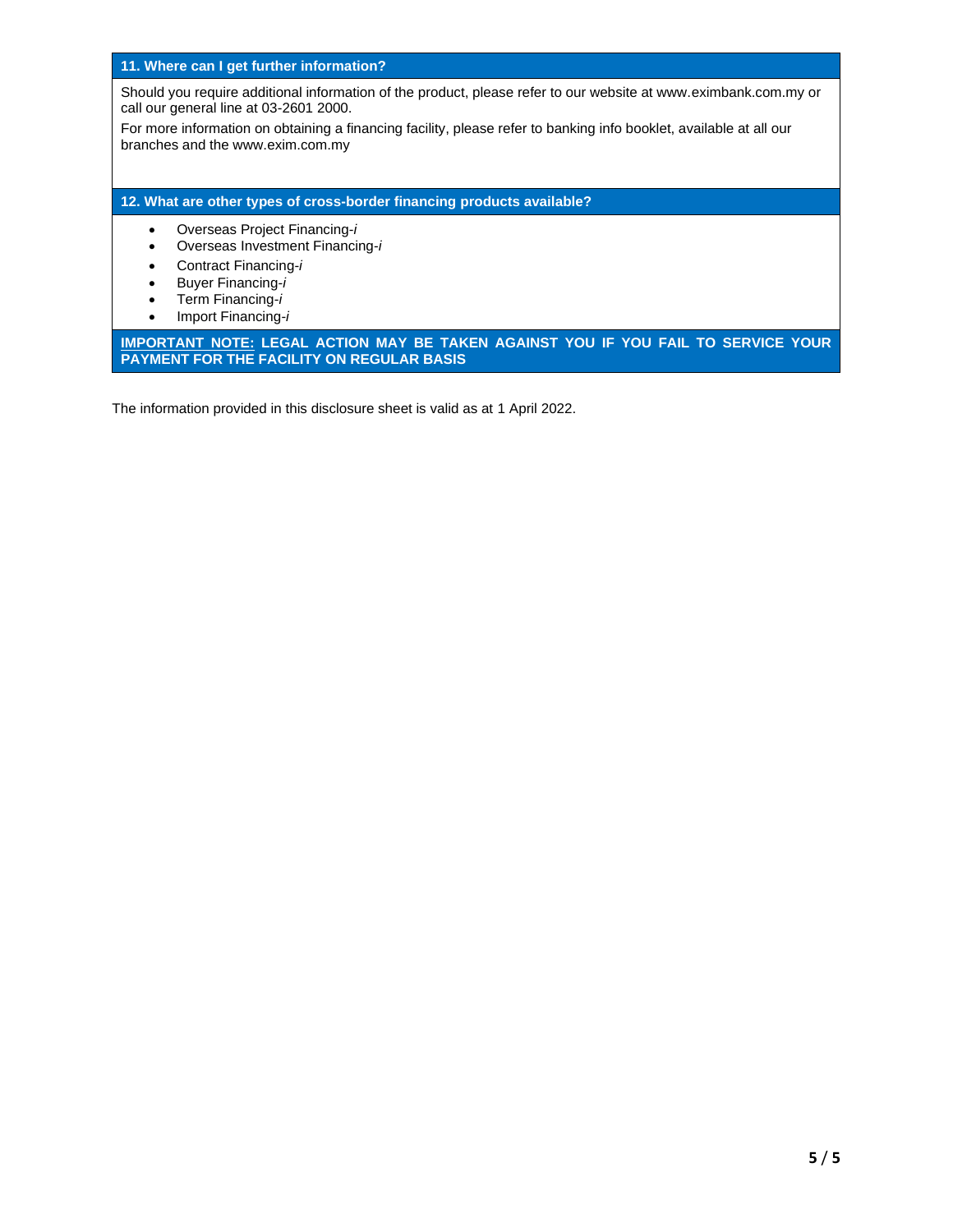## 11. Where can I get further information?

Should you require additional information of the product, please refer to our website at www.eximbank.com.my or call our general line at 03-2601 2000.

For more information on obtaining a financing facility, please refer to banking info booklet, available at all our branches and the www.exim.com.my

## 12. What are other types of cross-border financing products available?

- Overseas Project Financing-*i*
- Overseas Investment Financing-*i*
- Contract Financing-*i*
- Buyer Financing-*i*
- Term Financing-*i*
- Import Financing-*i*

**IMPORTANT NOTE: LEGAL ACTION MAY BE TAKEN AGAINST YOU IF YOU FAIL TO SERVICE YOUR PAYMENT FOR THE FACILITY ON REGULAR BASIS**

The information provided in this disclosure sheet is valid as at 1 April 2022.